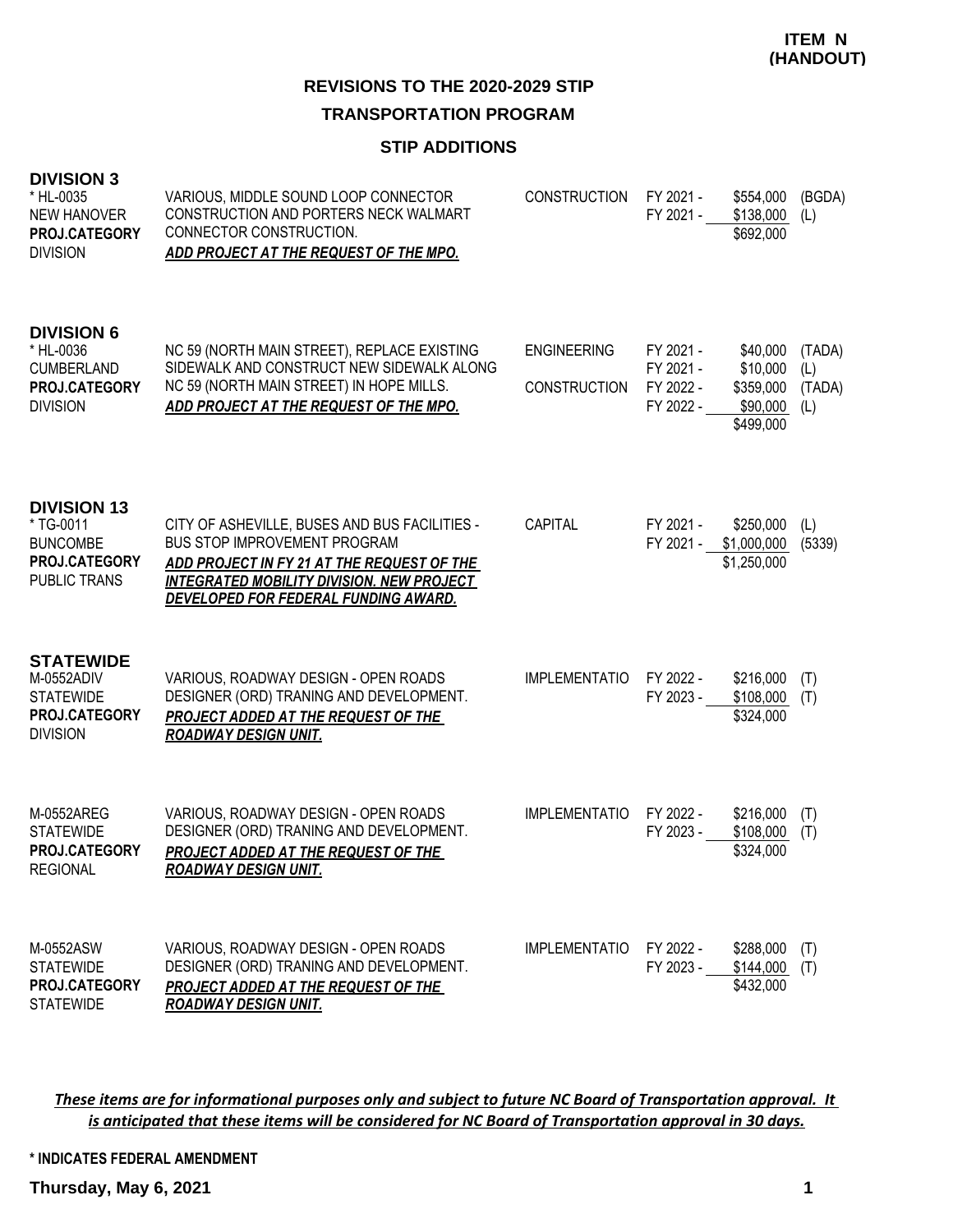**ITEM N (HANDOUT)**

# REVISIONS TO THE 2020-2029 STIP

## TRANSPORTATION PROGRAM

### STIP ADDITIONS

**DIVISION 3**

| Project | Description | Work Type | Fiscal Year | Amount | Fund |
|---|---|---|---|---|---|
| * HL-0035<br>NEW HANOVER<br>**PROJ.CATEGORY**<br>DIVISION | VARIOUS, MIDDLE SOUND LOOP CONNECTOR CONSTRUCTION AND PORTERS NECK WALMART CONNECTOR CONSTRUCTION.<br>***ADD PROJECT AT THE REQUEST OF THE MPO.*** | CONSTRUCTION | FY 2021 - | $554,000 | (BGDA) |
| | | | FY 2021 - | $138,000 | (L) |
| | | | | $692,000 | |

**DIVISION 6**

| Project | Description | Work Type | Fiscal Year | Amount | Fund |
|---|---|---|---|---|---|
| * HL-0036<br>CUMBERLAND<br>**PROJ.CATEGORY**<br>DIVISION | NC 59 (NORTH MAIN STREET), REPLACE EXISTING SIDEWALK AND CONSTRUCT NEW SIDEWALK ALONG NC 59 (NORTH MAIN STREET) IN HOPE MILLS.<br>***ADD PROJECT AT THE REQUEST OF THE MPO.*** | ENGINEERING | FY 2021 - | $40,000 | (TADA) |
| | | | FY 2021 - | $10,000 | (L) |
| | | CONSTRUCTION | FY 2022 - | $359,000 | (TADA) |
| | | | FY 2022 - | $90,000 | (L) |
| | | | | $499,000 | |

**DIVISION 13**

| Project | Description | Work Type | Fiscal Year | Amount | Fund |
|---|---|---|---|---|---|
| * TG-0011<br>BUNCOMBE<br>**PROJ.CATEGORY**<br>PUBLIC TRANS | CITY OF ASHEVILLE, BUSES AND BUS FACILITIES - BUS STOP IMPROVEMENT PROGRAM<br>***ADD PROJECT IN FY 21 AT THE REQUEST OF THE INTEGRATED MOBILITY DIVISION. NEW PROJECT DEVELOPED FOR FEDERAL FUNDING AWARD.*** | CAPITAL | FY 2021 - | $250,000 | (L) |
| | | | FY 2021 - | $1,000,000 | (5339) |
| | | | | $1,250,000 | |

**STATEWIDE**

| Project | Description | Work Type | Fiscal Year | Amount | Fund |
|---|---|---|---|---|---|
| M-0552ADIV<br>STATEWIDE<br>**PROJ.CATEGORY**<br>DIVISION | VARIOUS, ROADWAY DESIGN - OPEN ROADS DESIGNER (ORD) TRANING AND DEVELOPMENT.<br>***PROJECT ADDED AT THE REQUEST OF THE ROADWAY DESIGN UNIT.*** | IMPLEMENTATIO | FY 2022 - | $216,000 | (T) |
| | | | FY 2023 - | $108,000 | (T) |
| | | | | $324,000 | |
| M-0552AREG<br>STATEWIDE<br>**PROJ.CATEGORY**<br>REGIONAL | VARIOUS, ROADWAY DESIGN - OPEN ROADS DESIGNER (ORD) TRANING AND DEVELOPMENT.<br>***PROJECT ADDED AT THE REQUEST OF THE ROADWAY DESIGN UNIT.*** | IMPLEMENTATIO | FY 2022 - | $216,000 | (T) |
| | | | FY 2023 - | $108,000 | (T) |
| | | | | $324,000 | |
| M-0552ASW<br>STATEWIDE<br>**PROJ.CATEGORY**<br>STATEWIDE | VARIOUS, ROADWAY DESIGN - OPEN ROADS DESIGNER (ORD) TRANING AND DEVELOPMENT.<br>***PROJECT ADDED AT THE REQUEST OF THE ROADWAY DESIGN UNIT.*** | IMPLEMENTATIO | FY 2022 - | $288,000 | (T) |
| | | | FY 2023 - | $144,000 | (T) |
| | | | | $432,000 | |

***These items are for informational purposes only and subject to future NC Board of Transportation approval. It is anticipated that these items will be considered for NC Board of Transportation approval in 30 days.***

**\* INDICATES FEDERAL AMENDMENT**

**Thursday, May 6, 2021**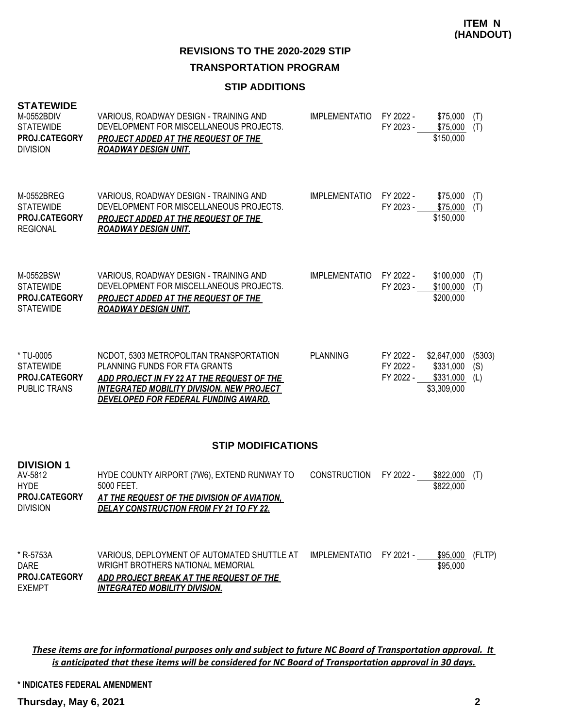**ITEM N (HANDOUT)**

# REVISIONS TO THE 2020-2029 STIP

## TRANSPORTATION PROGRAM

### STIP ADDITIONS

**STATEWIDE**

| Project | Description | Work Type | Fiscal Year | Amount | Fund |
|---|---|---|---|---|---|
| M-0552BDIV<br>STATEWIDE<br>**PROJ.CATEGORY**<br>DIVISION | VARIOUS, ROADWAY DESIGN - TRAINING AND DEVELOPMENT FOR MISCELLANEOUS PROJECTS.<br>***PROJECT ADDED AT THE REQUEST OF THE ROADWAY DESIGN UNIT.*** | IMPLEMENTATIO | FY 2022 -<br>FY 2023 - | \$75,000<br>\$75,000<br>\$150,000 | (T)<br>(T) |
| M-0552BREG<br>STATEWIDE<br>**PROJ.CATEGORY**<br>REGIONAL | VARIOUS, ROADWAY DESIGN - TRAINING AND DEVELOPMENT FOR MISCELLANEOUS PROJECTS.<br>***PROJECT ADDED AT THE REQUEST OF THE ROADWAY DESIGN UNIT.*** | IMPLEMENTATIO | FY 2022 -<br>FY 2023 - | \$75,000<br>\$75,000<br>\$150,000 | (T)<br>(T) |
| M-0552BSW<br>STATEWIDE<br>**PROJ.CATEGORY**<br>STATEWIDE | VARIOUS, ROADWAY DESIGN - TRAINING AND DEVELOPMENT FOR MISCELLANEOUS PROJECTS.<br>***PROJECT ADDED AT THE REQUEST OF THE ROADWAY DESIGN UNIT.*** | IMPLEMENTATIO | FY 2022 -<br>FY 2023 - | \$100,000<br>\$100,000<br>\$200,000 | (T)<br>(T) |
| * TU-0005<br>STATEWIDE<br>**PROJ.CATEGORY**<br>PUBLIC TRANS | NCDOT, 5303 METROPOLITAN TRANSPORTATION PLANNING FUNDS FOR FTA GRANTS<br>***ADD PROJECT IN FY 22 AT THE REQUEST OF THE INTEGRATED MOBILITY DIVISION. NEW PROJECT DEVELOPED FOR FEDERAL FUNDING AWARD.*** | PLANNING | FY 2022 -<br>FY 2022 -<br>FY 2022 - | \$2,647,000<br>\$331,000<br>\$331,000<br>\$3,309,000 | (5303)<br>(S)<br>(L) |

### STIP MODIFICATIONS

**DIVISION 1**

| Project | Description | Work Type | Fiscal Year | Amount | Fund |
|---|---|---|---|---|---|
| AV-5812<br>HYDE<br>**PROJ.CATEGORY**<br>DIVISION | HYDE COUNTY AIRPORT (7W6), EXTEND RUNWAY TO 5000 FEET.<br>***AT THE REQUEST OF THE DIVISION OF AVIATION, DELAY CONSTRUCTION FROM FY 21 TO FY 22.*** | CONSTRUCTION | FY 2022 - | \$822,000<br>\$822,000 | (T) |
| * R-5753A<br>DARE<br>**PROJ.CATEGORY**<br>EXEMPT | VARIOUS, DEPLOYMENT OF AUTOMATED SHUTTLE AT WRIGHT BROTHERS NATIONAL MEMORIAL<br>***ADD PROJECT BREAK AT THE REQUEST OF THE INTEGRATED MOBILITY DIVISION.*** | IMPLEMENTATIO | FY 2021 - | \$95,000<br>\$95,000 | (FLTP) |

***These items are for informational purposes only and subject to future NC Board of Transportation approval. It is anticipated that these items will be considered for NC Board of Transportation approval in 30 days.***

**\* INDICATES FEDERAL AMENDMENT**

**Thursday, May 6, 2021**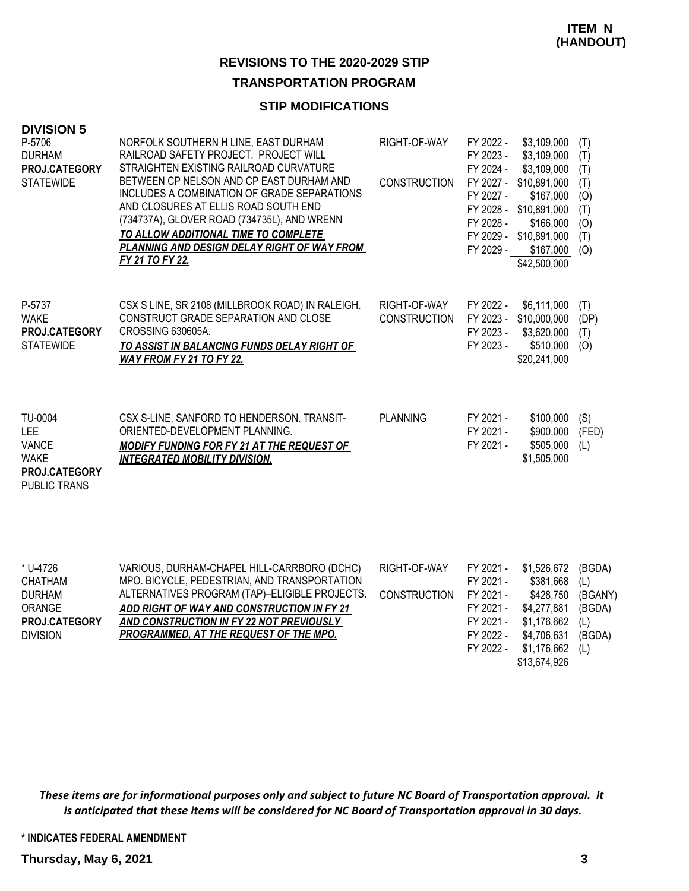**ITEM N**
**(HANDOUT)**

## REVISIONS TO THE 2020-2029 STIP

## TRANSPORTATION PROGRAM

### STIP MODIFICATIONS

**DIVISION 5**

| Project | Description | Phase | Fiscal Year | Amount | Source |
|---|---|---|---|---|---|
| P-5706<br>DURHAM<br>**PROJ.CATEGORY**<br>STATEWIDE | NORFOLK SOUTHERN H LINE, EAST DURHAM RAILROAD SAFETY PROJECT. PROJECT WILL STRAIGHTEN EXISTING RAILROAD CURVATURE BETWEEN CP NELSON AND CP EAST DURHAM AND INCLUDES A COMBINATION OF GRADE SEPARATIONS AND CLOSURES AT ELLIS ROAD SOUTH END (734737A), GLOVER ROAD (734735L), AND WRENN<br>***TO ALLOW ADDITIONAL TIME TO COMPLETE PLANNING AND DESIGN DELAY RIGHT OF WAY FROM FY 21 TO FY 22.*** | RIGHT-OF-WAY | FY 2022 - | $3,109,000 | (T) |
| | | | FY 2023 - | $3,109,000 | (T) |
| | | | FY 2024 - | $3,109,000 | (T) |
| | | CONSTRUCTION | FY 2027 - | $10,891,000 | (T) |
| | | | FY 2027 - | $167,000 | (O) |
| | | | FY 2028 - | $10,891,000 | (T) |
| | | | FY 2028 - | $166,000 | (O) |
| | | | FY 2029 - | $10,891,000 | (T) |
| | | | FY 2029 - | $167,000 | (O) |
| | | | | $42,500,000 | |
| P-5737<br>WAKE<br>**PROJ.CATEGORY**<br>STATEWIDE | CSX S LINE, SR 2108 (MILLBROOK ROAD) IN RALEIGH. CONSTRUCT GRADE SEPARATION AND CLOSE CROSSING 630605A.<br>***TO ASSIST IN BALANCING FUNDS DELAY RIGHT OF WAY FROM FY 21 TO FY 22.*** | RIGHT-OF-WAY | FY 2022 - | $6,111,000 | (T) |
| | | CONSTRUCTION | FY 2023 - | $10,000,000 | (DP) |
| | | | FY 2023 - | $3,620,000 | (T) |
| | | | FY 2023 - | $510,000 | (O) |
| | | | | $20,241,000 | |
| TU-0004<br>LEE<br>VANCE<br>WAKE<br>**PROJ.CATEGORY**<br>PUBLIC TRANS | CSX S-LINE, SANFORD TO HENDERSON. TRANSIT-ORIENTED-DEVELOPMENT PLANNING.<br>***MODIFY FUNDING FOR FY 21 AT THE REQUEST OF INTEGRATED MOBILITY DIVISION.*** | PLANNING | FY 2021 - | $100,000 | (S) |
| | | | FY 2021 - | $900,000 | (FED) |
| | | | FY 2021 - | $505,000 | (L) |
| | | | | $1,505,000 | |
| * U-4726<br>CHATHAM<br>DURHAM<br>ORANGE<br>**PROJ.CATEGORY**<br>DIVISION | VARIOUS, DURHAM-CHAPEL HILL-CARRBORO (DCHC) MPO. BICYCLE, PEDESTRIAN, AND TRANSPORTATION ALTERNATIVES PROGRAM (TAP)–ELIGIBLE PROJECTS.<br>***ADD RIGHT OF WAY AND CONSTRUCTION IN FY 21 AND CONSTRUCTION IN FY 22 NOT PREVIOUSLY PROGRAMMED, AT THE REQUEST OF THE MPO.*** | RIGHT-OF-WAY | FY 2021 - | $1,526,672 | (BGDA) |
| | | | FY 2021 - | $381,668 | (L) |
| | | CONSTRUCTION | FY 2021 - | $428,750 | (BGANY) |
| | | | FY 2021 - | $4,277,881 | (BGDA) |
| | | | FY 2021 - | $1,176,662 | (L) |
| | | | FY 2022 - | $4,706,631 | (BGDA) |
| | | | FY 2022 - | $1,176,662 | (L) |
| | | | | $13,674,926 | |

***These items are for informational purposes only and subject to future NC Board of Transportation approval. It is anticipated that these items will be considered for NC Board of Transportation approval in 30 days.***

**\* INDICATES FEDERAL AMENDMENT**

**Thursday, May 6, 2021**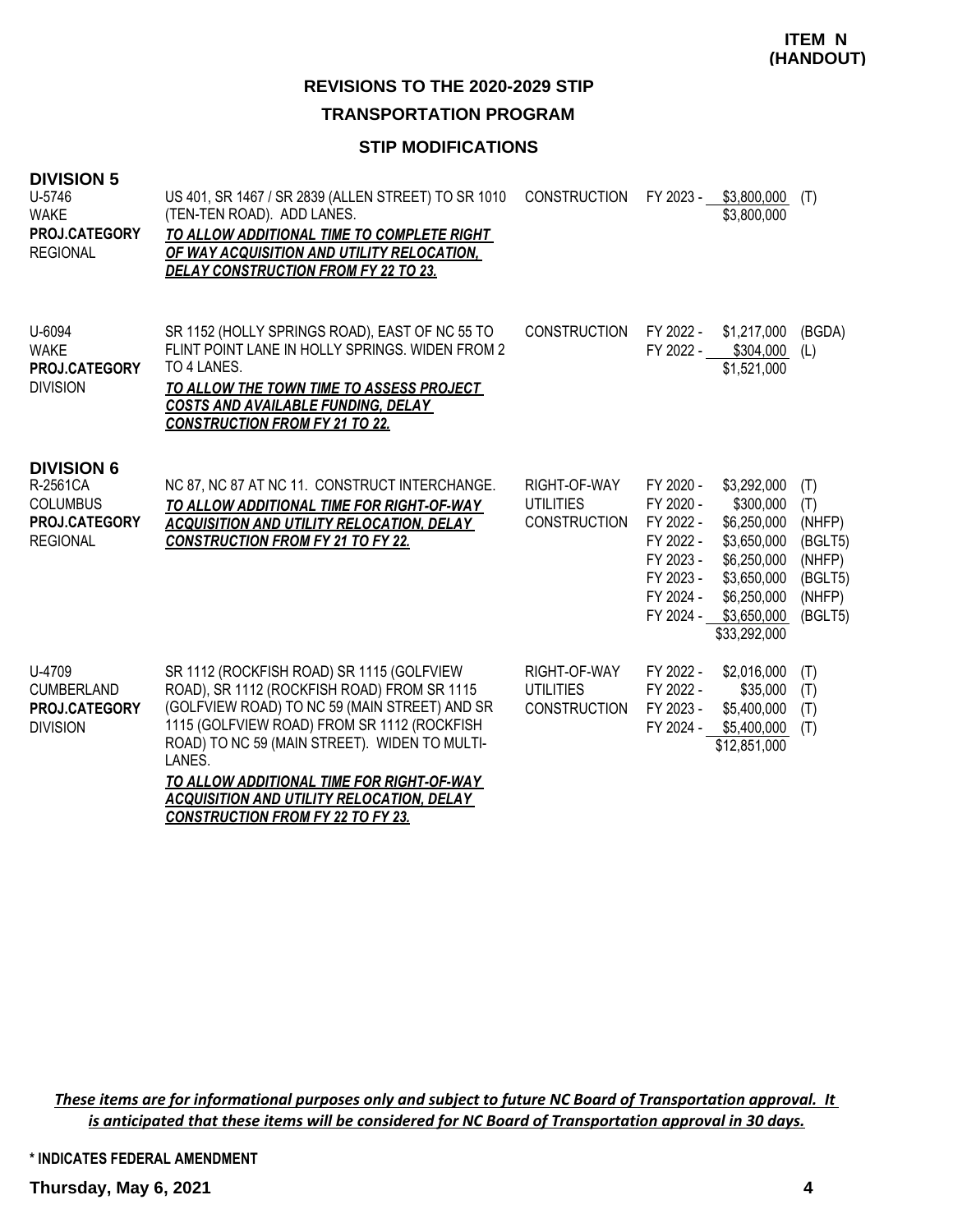**ITEM N (HANDOUT)**

# REVISIONS TO THE 2020-2029 STIP

## TRANSPORTATION PROGRAM

### STIP MODIFICATIONS

## DIVISION 5

| Project | Description | Phase | Fiscal Year | Amount | Fund |
|---|---|---|---|---|---|
| U-5746<br>WAKE<br>**PROJ.CATEGORY**<br>REGIONAL | US 401, SR 1467 / SR 2839 (ALLEN STREET) TO SR 1010 (TEN-TEN ROAD). ADD LANES.<br>***TO ALLOW ADDITIONAL TIME TO COMPLETE RIGHT OF WAY ACQUISITION AND UTILITY RELOCATION, DELAY CONSTRUCTION FROM FY 22 TO 23.*** | CONSTRUCTION | FY 2023 - | $3,800,000 | (T) |
| | | | | $3,800,000 | |
| U-6094<br>WAKE<br>**PROJ.CATEGORY**<br>DIVISION | SR 1152 (HOLLY SPRINGS ROAD), EAST OF NC 55 TO FLINT POINT LANE IN HOLLY SPRINGS. WIDEN FROM 2 TO 4 LANES.<br>***TO ALLOW THE TOWN TIME TO ASSESS PROJECT COSTS AND AVAILABLE FUNDING, DELAY CONSTRUCTION FROM FY 21 TO 22.*** | CONSTRUCTION | FY 2022 - | $1,217,000 | (BGDA) |
| | | | FY 2022 - | $304,000 | (L) |
| | | | | $1,521,000 | |

## DIVISION 6

| Project | Description | Phase | Fiscal Year | Amount | Fund |
|---|---|---|---|---|---|
| R-2561CA<br>COLUMBUS<br>**PROJ.CATEGORY**<br>REGIONAL | NC 87, NC 87 AT NC 11. CONSTRUCT INTERCHANGE.<br>***TO ALLOW ADDITIONAL TIME FOR RIGHT-OF-WAY ACQUISITION AND UTILITY RELOCATION, DELAY CONSTRUCTION FROM FY 21 TO FY 22.*** | RIGHT-OF-WAY | FY 2020 - | $3,292,000 | (T) |
| | | UTILITIES | FY 2020 - | $300,000 | (T) |
| | | CONSTRUCTION | FY 2022 - | $6,250,000 | (NHFP) |
| | | | FY 2022 - | $3,650,000 | (BGLT5) |
| | | | FY 2023 - | $6,250,000 | (NHFP) |
| | | | FY 2023 - | $3,650,000 | (BGLT5) |
| | | | FY 2024 - | $6,250,000 | (NHFP) |
| | | | FY 2024 - | $3,650,000 | (BGLT5) |
| | | | | $33,292,000 | |
| U-4709<br>CUMBERLAND<br>**PROJ.CATEGORY**<br>DIVISION | SR 1112 (ROCKFISH ROAD) SR 1115 (GOLFVIEW ROAD), SR 1112 (ROCKFISH ROAD) FROM SR 1115 (GOLFVIEW ROAD) TO NC 59 (MAIN STREET) AND SR 1115 (GOLFVIEW ROAD) FROM SR 1112 (ROCKFISH ROAD) TO NC 59 (MAIN STREET). WIDEN TO MULTI-LANES.<br>***TO ALLOW ADDITIONAL TIME FOR RIGHT-OF-WAY ACQUISITION AND UTILITY RELOCATION, DELAY CONSTRUCTION FROM FY 22 TO FY 23.*** | RIGHT-OF-WAY | FY 2022 - | $2,016,000 | (T) |
| | | UTILITIES | FY 2022 - | $35,000 | (T) |
| | | CONSTRUCTION | FY 2023 - | $5,400,000 | (T) |
| | | | FY 2024 - | $5,400,000 | (T) |
| | | | | $12,851,000 | |

***These items are for informational purposes only and subject to future NC Board of Transportation approval. It is anticipated that these items will be considered for NC Board of Transportation approval in 30 days.***

**\* INDICATES FEDERAL AMENDMENT**

**Thursday, May 6, 2021**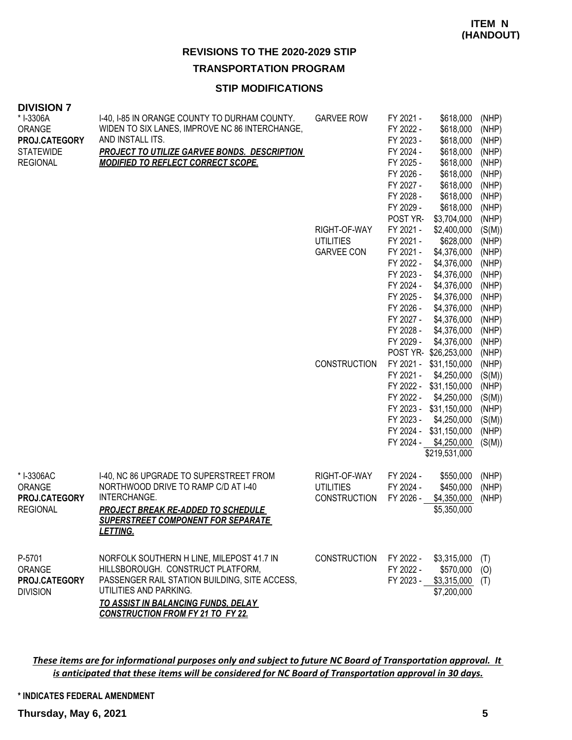**ITEM N
(HANDOUT)**

## REVISIONS TO THE 2020-2029 STIP

### TRANSPORTATION PROGRAM

### STIP MODIFICATIONS

**DIVISION 7**

| Project | Description | Work Type | Fiscal Year | Amount | Fund |
|---|---|---|---|---|---|
| * I-3306A<br>ORANGE<br>**PROJ.CATEGORY**<br>STATEWIDE<br>REGIONAL | I-40, I-85 IN ORANGE COUNTY TO DURHAM COUNTY. WIDEN TO SIX LANES, IMPROVE NC 86 INTERCHANGE, AND INSTALL ITS.<br>***PROJECT TO UTILIZE GARVEE BONDS. DESCRIPTION MODIFIED TO REFLECT CORRECT SCOPE.*** | GARVEE ROW | FY 2021 - | $618,000 | (NHP) |
| | | | FY 2022 - | $618,000 | (NHP) |
| | | | FY 2023 - | $618,000 | (NHP) |
| | | | FY 2024 - | $618,000 | (NHP) |
| | | | FY 2025 - | $618,000 | (NHP) |
| | | | FY 2026 - | $618,000 | (NHP) |
| | | | FY 2027 - | $618,000 | (NHP) |
| | | | FY 2028 - | $618,000 | (NHP) |
| | | | FY 2029 - | $618,000 | (NHP) |
| | | | POST YR- | $3,704,000 | (NHP) |
| | | RIGHT-OF-WAY | FY 2021 - | $2,400,000 | (S(M)) |
| | | UTILITIES | FY 2021 - | $628,000 | (NHP) |
| | | GARVEE CON | FY 2021 - | $4,376,000 | (NHP) |
| | | | FY 2022 - | $4,376,000 | (NHP) |
| | | | FY 2023 - | $4,376,000 | (NHP) |
| | | | FY 2024 - | $4,376,000 | (NHP) |
| | | | FY 2025 - | $4,376,000 | (NHP) |
| | | | FY 2026 - | $4,376,000 | (NHP) |
| | | | FY 2027 - | $4,376,000 | (NHP) |
| | | | FY 2028 - | $4,376,000 | (NHP) |
| | | | FY 2029 - | $4,376,000 | (NHP) |
| | | | POST YR- | $26,253,000 | (NHP) |
| | | CONSTRUCTION | FY 2021 - | $31,150,000 | (NHP) |
| | | | FY 2021 - | $4,250,000 | (S(M)) |
| | | | FY 2022 - | $31,150,000 | (NHP) |
| | | | FY 2022 - | $4,250,000 | (S(M)) |
| | | | FY 2023 - | $31,150,000 | (NHP) |
| | | | FY 2023 - | $4,250,000 | (S(M)) |
| | | | FY 2024 - | $31,150,000 | (NHP) |
| | | | FY 2024 - | $4,250,000 | (S(M)) |
| | | | | $219,531,000 | |
| * I-3306AC<br>ORANGE<br>**PROJ.CATEGORY**<br>REGIONAL | I-40, NC 86 UPGRADE TO SUPERSTREET FROM NORTHWOOD DRIVE TO RAMP C/D AT I-40 INTERCHANGE.<br>***PROJECT BREAK RE-ADDED TO SCHEDULE SUPERSTREET COMPONENT FOR SEPARATE LETTING.*** | RIGHT-OF-WAY | FY 2024 - | $550,000 | (NHP) |
| | | UTILITIES | FY 2024 - | $450,000 | (NHP) |
| | | CONSTRUCTION | FY 2026 - | $4,350,000 | (NHP) |
| | | | | $5,350,000 | |
| P-5701<br>ORANGE<br>**PROJ.CATEGORY**<br>DIVISION | NORFOLK SOUTHERN H LINE, MILEPOST 41.7 IN HILLSBOROUGH. CONSTRUCT PLATFORM, PASSENGER RAIL STATION BUILDING, SITE ACCESS, UTILITIES AND PARKING.<br>***TO ASSIST IN BALANCING FUNDS, DELAY CONSTRUCTION FROM FY 21 TO FY 22.*** | CONSTRUCTION | FY 2022 - | $3,315,000 | (T) |
| | | | FY 2022 - | $570,000 | (O) |
| | | | FY 2023 - | $3,315,000 | (T) |
| | | | | $7,200,000 | |

***These items are for informational purposes only and subject to future NC Board of Transportation approval. It is anticipated that these items will be considered for NC Board of Transportation approval in 30 days.***

**\* INDICATES FEDERAL AMENDMENT**

**Thursday, May 6, 2021**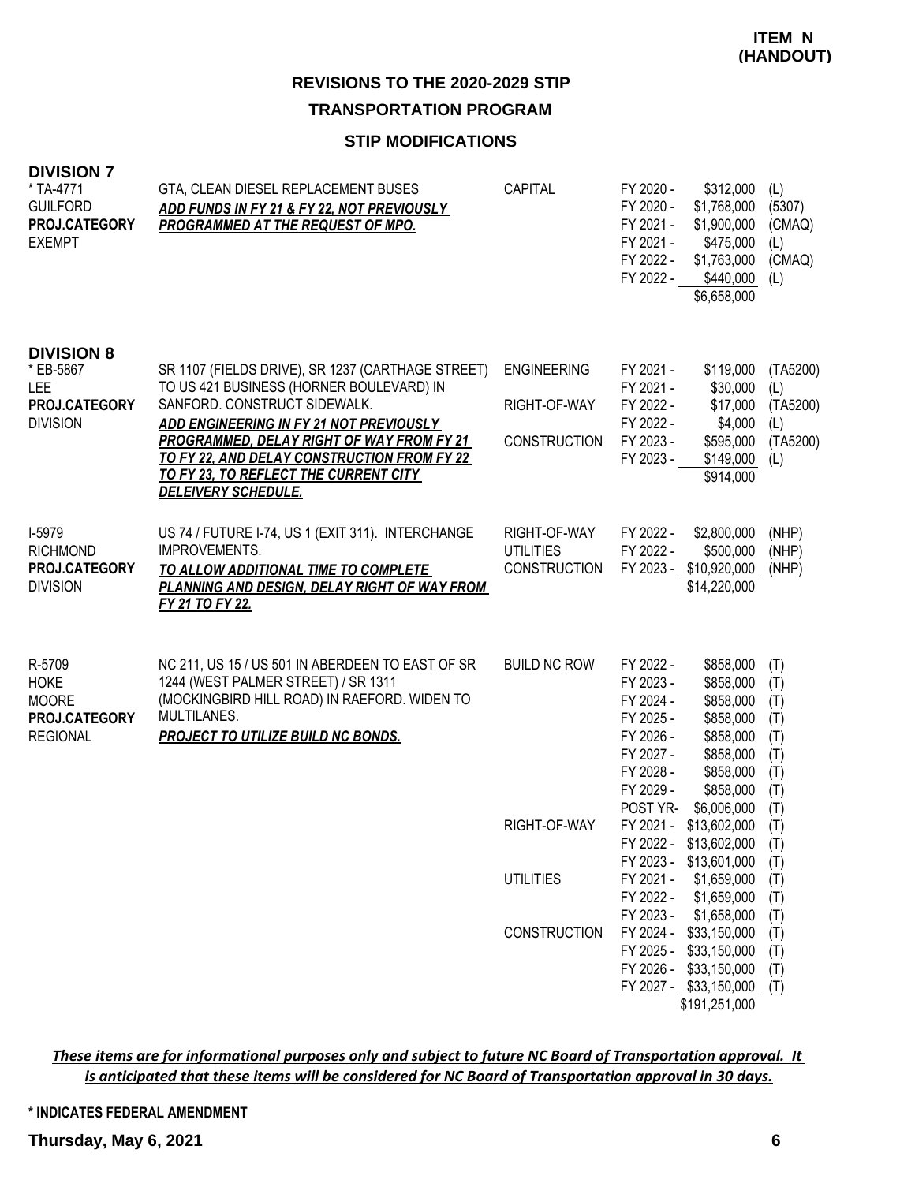**ITEM N (HANDOUT)**

## REVISIONS TO THE 2020-2029 STIP

## TRANSPORTATION PROGRAM

### STIP MODIFICATIONS

### DIVISION 7

| Project | Description | Work Type | Fiscal Year | Amount | Fund |
|---|---|---|---|---|---|
| * TA-4771<br>GUILFORD<br>**PROJ.CATEGORY**<br>EXEMPT | GTA, CLEAN DIESEL REPLACEMENT BUSES<br>***ADD FUNDS IN FY 21 & FY 22, NOT PREVIOUSLY PROGRAMMED AT THE REQUEST OF MPO.*** | CAPITAL | FY 2020 - | $312,000 | (L) |
| | | | FY 2020 - | $1,768,000 | (5307) |
| | | | FY 2021 - | $1,900,000 | (CMAQ) |
| | | | FY 2021 - | $475,000 | (L) |
| | | | FY 2022 - | $1,763,000 | (CMAQ) |
| | | | FY 2022 - | $440,000 | (L) |
| | | | | $6,658,000 | |

### DIVISION 8

| Project | Description | Work Type | Fiscal Year | Amount | Fund |
|---|---|---|---|---|---|
| * EB-5867<br>LEE<br>**PROJ.CATEGORY**<br>DIVISION | SR 1107 (FIELDS DRIVE), SR 1237 (CARTHAGE STREET) TO US 421 BUSINESS (HORNER BOULEVARD) IN SANFORD. CONSTRUCT SIDEWALK.<br>***ADD ENGINEERING IN FY 21 NOT PREVIOUSLY PROGRAMMED, DELAY RIGHT OF WAY FROM FY 21 TO FY 22, AND DELAY CONSTRUCTION FROM FY 22 TO FY 23, TO REFLECT THE CURRENT CITY DELEIVERY SCHEDULE.*** | ENGINEERING | FY 2021 - | $119,000 | (TA5200) |
| | | | FY 2021 - | $30,000 | (L) |
| | | RIGHT-OF-WAY | FY 2022 - | $17,000 | (TA5200) |
| | | | FY 2022 - | $4,000 | (L) |
| | | CONSTRUCTION | FY 2023 - | $595,000 | (TA5200) |
| | | | FY 2023 - | $149,000 | (L) |
| | | | | $914,000 | |
| I-5979<br>RICHMOND<br>**PROJ.CATEGORY**<br>DIVISION | US 74 / FUTURE I-74, US 1 (EXIT 311). INTERCHANGE IMPROVEMENTS.<br>***TO ALLOW ADDITIONAL TIME TO COMPLETE PLANNING AND DESIGN, DELAY RIGHT OF WAY FROM FY 21 TO FY 22.*** | RIGHT-OF-WAY | FY 2022 - | $2,800,000 | (NHP) |
| | | UTILITIES | FY 2022 - | $500,000 | (NHP) |
| | | CONSTRUCTION | FY 2023 - | $10,920,000 | (NHP) |
| | | | | $14,220,000 | |
| R-5709<br>HOKE<br>MOORE<br>**PROJ.CATEGORY**<br>REGIONAL | NC 211, US 15 / US 501 IN ABERDEEN TO EAST OF SR 1244 (WEST PALMER STREET) / SR 1311 (MOCKINGBIRD HILL ROAD) IN RAEFORD. WIDEN TO MULTILANES.<br>***PROJECT TO UTILIZE BUILD NC BONDS.*** | BUILD NC ROW | FY 2022 - | $858,000 | (T) |
| | | | FY 2023 - | $858,000 | (T) |
| | | | FY 2024 - | $858,000 | (T) |
| | | | FY 2025 - | $858,000 | (T) |
| | | | FY 2026 - | $858,000 | (T) |
| | | | FY 2027 - | $858,000 | (T) |
| | | | FY 2028 - | $858,000 | (T) |
| | | | FY 2029 - | $858,000 | (T) |
| | | | POST YR- | $6,006,000 | (T) |
| | | RIGHT-OF-WAY | FY 2021 - | $13,602,000 | (T) |
| | | | FY 2022 - | $13,602,000 | (T) |
| | | | FY 2023 - | $13,601,000 | (T) |
| | | UTILITIES | FY 2021 - | $1,659,000 | (T) |
| | | | FY 2022 - | $1,659,000 | (T) |
| | | | FY 2023 - | $1,658,000 | (T) |
| | | CONSTRUCTION | FY 2024 - | $33,150,000 | (T) |
| | | | FY 2025 - | $33,150,000 | (T) |
| | | | FY 2026 - | $33,150,000 | (T) |
| | | | FY 2027 - | $33,150,000 | (T) |
| | | | | $191,251,000 | |

***These items are for informational purposes only and subject to future NC Board of Transportation approval. It is anticipated that these items will be considered for NC Board of Transportation approval in 30 days.***

**\* INDICATES FEDERAL AMENDMENT**

**Thursday, May 6, 2021**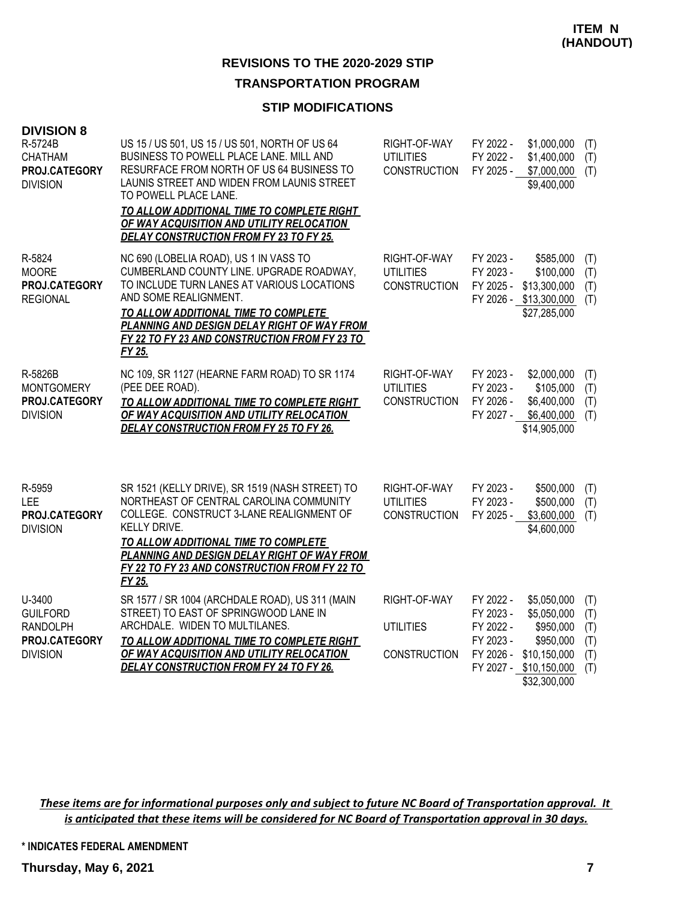**ITEM N (HANDOUT)**

## REVISIONS TO THE 2020-2029 STIP

## TRANSPORTATION PROGRAM

### STIP MODIFICATIONS

**DIVISION 8**

| Project | Description | Phase | Fiscal Year | Amount | |
|---|---|---|---|---|---|
| R-5724B<br>CHATHAM<br>**PROJ.CATEGORY**<br>DIVISION | US 15 / US 501, US 15 / US 501, NORTH OF US 64 BUSINESS TO POWELL PLACE LANE. MILL AND RESURFACE FROM NORTH OF US 64 BUSINESS TO LAUNIS STREET AND WIDEN FROM LAUNIS STREET TO POWELL PLACE LANE.<br>***TO ALLOW ADDITIONAL TIME TO COMPLETE RIGHT OF WAY ACQUISITION AND UTILITY RELOCATION DELAY CONSTRUCTION FROM FY 23 TO FY 25.*** | RIGHT-OF-WAY | FY 2022 - | $1,000,000 | (T) |
| | | UTILITIES | FY 2022 - | $1,400,000 | (T) |
| | | CONSTRUCTION | FY 2025 - | $7,000,000 | (T) |
| | | | | $9,400,000 | |
| R-5824<br>MOORE<br>**PROJ.CATEGORY**<br>REGIONAL | NC 690 (LOBELIA ROAD), US 1 IN VASS TO CUMBERLAND COUNTY LINE. UPGRADE ROADWAY, TO INCLUDE TURN LANES AT VARIOUS LOCATIONS AND SOME REALIGNMENT.<br>***TO ALLOW ADDITIONAL TIME TO COMPLETE PLANNING AND DESIGN DELAY RIGHT OF WAY FROM FY 22 TO FY 23 AND CONSTRUCTION FROM FY 23 TO FY 25.*** | RIGHT-OF-WAY | FY 2023 - | $585,000 | (T) |
| | | UTILITIES | FY 2023 - | $100,000 | (T) |
| | | CONSTRUCTION | FY 2025 - | $13,300,000 | (T) |
| | | | FY 2026 - | $13,300,000 | (T) |
| | | | | $27,285,000 | |
| R-5826B<br>MONTGOMERY<br>**PROJ.CATEGORY**<br>DIVISION | NC 109, SR 1127 (HEARNE FARM ROAD) TO SR 1174 (PEE DEE ROAD).<br>***TO ALLOW ADDITIONAL TIME TO COMPLETE RIGHT OF WAY ACQUISITION AND UTILITY RELOCATION DELAY CONSTRUCTION FROM FY 25 TO FY 26.*** | RIGHT-OF-WAY | FY 2023 - | $2,000,000 | (T) |
| | | UTILITIES | FY 2023 - | $105,000 | (T) |
| | | CONSTRUCTION | FY 2026 - | $6,400,000 | (T) |
| | | | FY 2027 - | $6,400,000 | (T) |
| | | | | $14,905,000 | |
| R-5959<br>LEE<br>**PROJ.CATEGORY**<br>DIVISION | SR 1521 (KELLY DRIVE), SR 1519 (NASH STREET) TO NORTHEAST OF CENTRAL CAROLINA COMMUNITY COLLEGE. CONSTRUCT 3-LANE REALIGNMENT OF KELLY DRIVE.<br>***TO ALLOW ADDITIONAL TIME TO COMPLETE PLANNING AND DESIGN DELAY RIGHT OF WAY FROM FY 22 TO FY 23 AND CONSTRUCTION FROM FY 22 TO FY 25.*** | RIGHT-OF-WAY | FY 2023 - | $500,000 | (T) |
| | | UTILITIES | FY 2023 - | $500,000 | (T) |
| | | CONSTRUCTION | FY 2025 - | $3,600,000 | (T) |
| | | | | $4,600,000 | |
| U-3400<br>GUILFORD<br>RANDOLPH<br>**PROJ.CATEGORY**<br>DIVISION | SR 1577 / SR 1004 (ARCHDALE ROAD), US 311 (MAIN STREET) TO EAST OF SPRINGWOOD LANE IN ARCHDALE. WIDEN TO MULTILANES.<br>***TO ALLOW ADDITIONAL TIME TO COMPLETE RIGHT OF WAY ACQUISITION AND UTILITY RELOCATION DELAY CONSTRUCTION FROM FY 24 TO FY 26.*** | RIGHT-OF-WAY | FY 2022 - | $5,050,000 | (T) |
| | | | FY 2023 - | $5,050,000 | (T) |
| | | UTILITIES | FY 2022 - | $950,000 | (T) |
| | | | FY 2023 - | $950,000 | (T) |
| | | CONSTRUCTION | FY 2026 - | $10,150,000 | (T) |
| | | | FY 2027 - | $10,150,000 | (T) |
| | | | | $32,300,000 | |

***These items are for informational purposes only and subject to future NC Board of Transportation approval. It is anticipated that these items will be considered for NC Board of Transportation approval in 30 days.***

**\* INDICATES FEDERAL AMENDMENT**

**Thursday, May 6, 2021**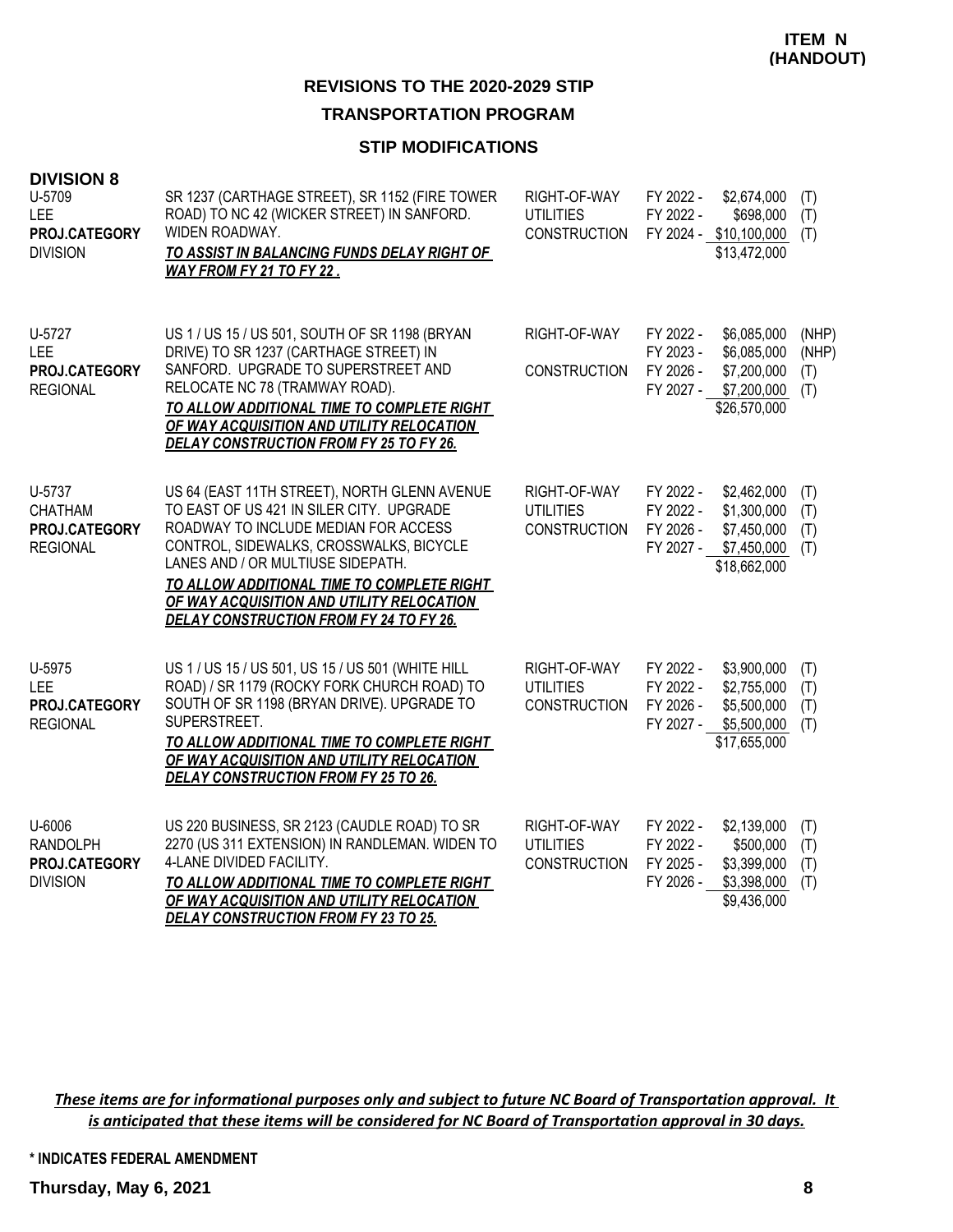**ITEM N (HANDOUT)**

## REVISIONS TO THE 2020-2029 STIP

### TRANSPORTATION PROGRAM

### STIP MODIFICATIONS

**DIVISION 8**

| Project | Description | Phase | Fiscal Year | Cost | Funding |
|---|---|---|---|---|---|
| U-5709<br>LEE<br>**PROJ.CATEGORY**<br>DIVISION | SR 1237 (CARTHAGE STREET), SR 1152 (FIRE TOWER ROAD) TO NC 42 (WICKER STREET) IN SANFORD. WIDEN ROADWAY.<br>***TO ASSIST IN BALANCING FUNDS DELAY RIGHT OF WAY FROM FY 21 TO FY 22 .*** | RIGHT-OF-WAY<br>UTILITIES<br>CONSTRUCTION | FY 2022 -<br>FY 2022 -<br>FY 2024 - | \$2,674,000<br>\$698,000<br>\$10,100,000<br>\$13,472,000 | (T)<br>(T)<br>(T) |
| U-5727<br>LEE<br>**PROJ.CATEGORY**<br>REGIONAL | US 1 / US 15 / US 501, SOUTH OF SR 1198 (BRYAN DRIVE) TO SR 1237 (CARTHAGE STREET) IN SANFORD. UPGRADE TO SUPERSTREET AND RELOCATE NC 78 (TRAMWAY ROAD).<br>***TO ALLOW ADDITIONAL TIME TO COMPLETE RIGHT OF WAY ACQUISITION AND UTILITY RELOCATION DELAY CONSTRUCTION FROM FY 25 TO FY 26.*** | RIGHT-OF-WAY<br><br>CONSTRUCTION | FY 2022 -<br>FY 2023 -<br>FY 2026 -<br>FY 2027 - | \$6,085,000<br>\$6,085,000<br>\$7,200,000<br>\$7,200,000<br>\$26,570,000 | (NHP)<br>(NHP)<br>(T)<br>(T) |
| U-5737<br>CHATHAM<br>**PROJ.CATEGORY**<br>REGIONAL | US 64 (EAST 11TH STREET), NORTH GLENN AVENUE TO EAST OF US 421 IN SILER CITY. UPGRADE ROADWAY TO INCLUDE MEDIAN FOR ACCESS CONTROL, SIDEWALKS, CROSSWALKS, BICYCLE LANES AND / OR MULTIUSE SIDEPATH.<br>***TO ALLOW ADDITIONAL TIME TO COMPLETE RIGHT OF WAY ACQUISITION AND UTILITY RELOCATION DELAY CONSTRUCTION FROM FY 24 TO FY 26.*** | RIGHT-OF-WAY<br>UTILITIES<br>CONSTRUCTION | FY 2022 -<br>FY 2022 -<br>FY 2026 -<br>FY 2027 - | \$2,462,000<br>\$1,300,000<br>\$7,450,000<br>\$7,450,000<br>\$18,662,000 | (T)<br>(T)<br>(T)<br>(T) |
| U-5975<br>LEE<br>**PROJ.CATEGORY**<br>REGIONAL | US 1 / US 15 / US 501, US 15 / US 501 (WHITE HILL ROAD) / SR 1179 (ROCKY FORK CHURCH ROAD) TO SOUTH OF SR 1198 (BRYAN DRIVE). UPGRADE TO SUPERSTREET.<br>***TO ALLOW ADDITIONAL TIME TO COMPLETE RIGHT OF WAY ACQUISITION AND UTILITY RELOCATION DELAY CONSTRUCTION FROM FY 25 TO 26.*** | RIGHT-OF-WAY<br>UTILITIES<br>CONSTRUCTION | FY 2022 -<br>FY 2022 -<br>FY 2026 -<br>FY 2027 - | \$3,900,000<br>\$2,755,000<br>\$5,500,000<br>\$5,500,000<br>\$17,655,000 | (T)<br>(T)<br>(T)<br>(T) |
| U-6006<br>RANDOLPH<br>**PROJ.CATEGORY**<br>DIVISION | US 220 BUSINESS, SR 2123 (CAUDLE ROAD) TO SR 2270 (US 311 EXTENSION) IN RANDLEMAN. WIDEN TO 4-LANE DIVIDED FACILITY.<br>***TO ALLOW ADDITIONAL TIME TO COMPLETE RIGHT OF WAY ACQUISITION AND UTILITY RELOCATION DELAY CONSTRUCTION FROM FY 23 TO 25.*** | RIGHT-OF-WAY<br>UTILITIES<br>CONSTRUCTION | FY 2022 -<br>FY 2022 -<br>FY 2025 -<br>FY 2026 - | \$2,139,000<br>\$500,000<br>\$3,399,000<br>\$3,398,000<br>\$9,436,000 | (T)<br>(T)<br>(T)<br>(T) |

***These items are for informational purposes only and subject to future NC Board of Transportation approval. It is anticipated that these items will be considered for NC Board of Transportation approval in 30 days.***

**\* INDICATES FEDERAL AMENDMENT**

**Thursday, May 6, 2021**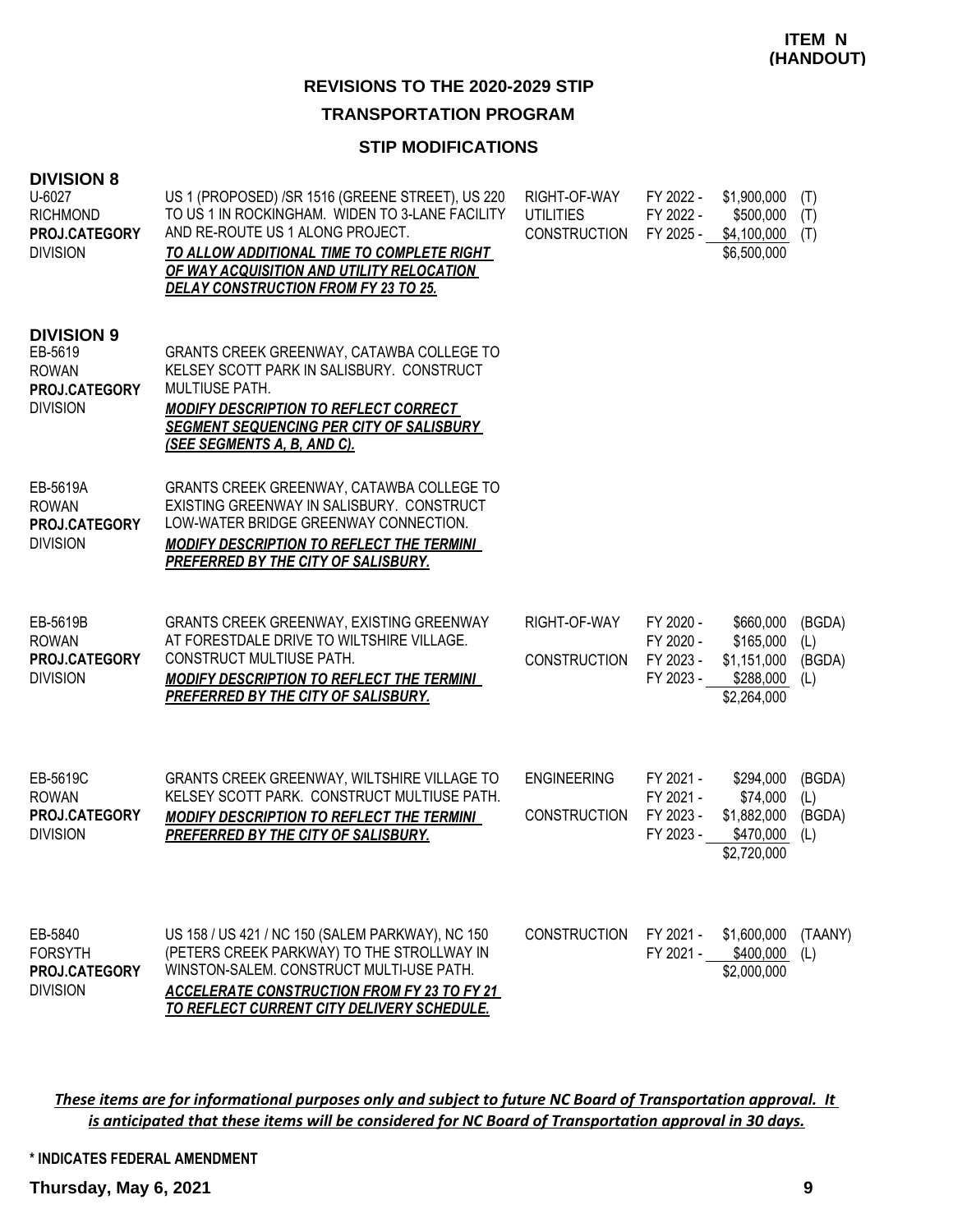**ITEM N (HANDOUT)**

## REVISIONS TO THE 2020-2029 STIP

## TRANSPORTATION PROGRAM

### STIP MODIFICATIONS

### DIVISION 8

| Project | Description | Work Type | Fiscal Year | Amount | Fund |
|---|---|---|---|---|---|
| U-6027<br>RICHMOND<br>PROJ.CATEGORY<br>DIVISION | US 1 (PROPOSED) /SR 1516 (GREENE STREET), US 220 TO US 1 IN ROCKINGHAM. WIDEN TO 3-LANE FACILITY AND RE-ROUTE US 1 ALONG PROJECT.<br>***TO ALLOW ADDITIONAL TIME TO COMPLETE RIGHT OF WAY ACQUISITION AND UTILITY RELOCATION DELAY CONSTRUCTION FROM FY 23 TO 25.*** | RIGHT-OF-WAY | FY 2022 - | $1,900,000 | (T) |
| | | UTILITIES | FY 2022 - | $500,000 | (T) |
| | | CONSTRUCTION | FY 2025 - | $4,100,000 | (T) |
| | | | | $6,500,000 | |

### DIVISION 9

| Project | Description | Work Type | Fiscal Year | Amount | Fund |
|---|---|---|---|---|---|
| EB-5619<br>ROWAN<br>PROJ.CATEGORY<br>DIVISION | GRANTS CREEK GREENWAY, CATAWBA COLLEGE TO KELSEY SCOTT PARK IN SALISBURY. CONSTRUCT MULTIUSE PATH.<br>***MODIFY DESCRIPTION TO REFLECT CORRECT SEGMENT SEQUENCING PER CITY OF SALISBURY (SEE SEGMENTS A, B, AND C).*** | | | | |
| EB-5619A<br>ROWAN<br>PROJ.CATEGORY<br>DIVISION | GRANTS CREEK GREENWAY, CATAWBA COLLEGE TO EXISTING GREENWAY IN SALISBURY. CONSTRUCT LOW-WATER BRIDGE GREENWAY CONNECTION.<br>***MODIFY DESCRIPTION TO REFLECT THE TERMINI PREFERRED BY THE CITY OF SALISBURY.*** | | | | |
| EB-5619B<br>ROWAN<br>PROJ.CATEGORY<br>DIVISION | GRANTS CREEK GREENWAY, EXISTING GREENWAY AT FORESTDALE DRIVE TO WILTSHIRE VILLAGE. CONSTRUCT MULTIUSE PATH.<br>***MODIFY DESCRIPTION TO REFLECT THE TERMINI PREFERRED BY THE CITY OF SALISBURY.*** | RIGHT-OF-WAY | FY 2020 - | $660,000 | (BGDA) |
| | | | FY 2020 - | $165,000 | (L) |
| | | CONSTRUCTION | FY 2023 - | $1,151,000 | (BGDA) |
| | | | FY 2023 - | $288,000 | (L) |
| | | | | $2,264,000 | |
| EB-5619C<br>ROWAN<br>PROJ.CATEGORY<br>DIVISION | GRANTS CREEK GREENWAY, WILTSHIRE VILLAGE TO KELSEY SCOTT PARK. CONSTRUCT MULTIUSE PATH.<br>***MODIFY DESCRIPTION TO REFLECT THE TERMINI PREFERRED BY THE CITY OF SALISBURY.*** | ENGINEERING | FY 2021 - | $294,000 | (BGDA) |
| | | | FY 2021 - | $74,000 | (L) |
| | | CONSTRUCTION | FY 2023 - | $1,882,000 | (BGDA) |
| | | | FY 2023 - | $470,000 | (L) |
| | | | | $2,720,000 | |
| EB-5840<br>FORSYTH<br>PROJ.CATEGORY<br>DIVISION | US 158 / US 421 / NC 150 (SALEM PARKWAY), NC 150 (PETERS CREEK PARKWAY) TO THE STROLLWAY IN WINSTON-SALEM. CONSTRUCT MULTI-USE PATH.<br>***ACCELERATE CONSTRUCTION FROM FY 23 TO FY 21 TO REFLECT CURRENT CITY DELIVERY SCHEDULE.*** | CONSTRUCTION | FY 2021 - | $1,600,000 | (TAANY) |
| | | | FY 2021 - | $400,000 | (L) |
| | | | | $2,000,000 | |

***These items are for informational purposes only and subject to future NC Board of Transportation approval. It is anticipated that these items will be considered for NC Board of Transportation approval in 30 days.***

\* INDICATES FEDERAL AMENDMENT

**Thursday, May 6, 2021**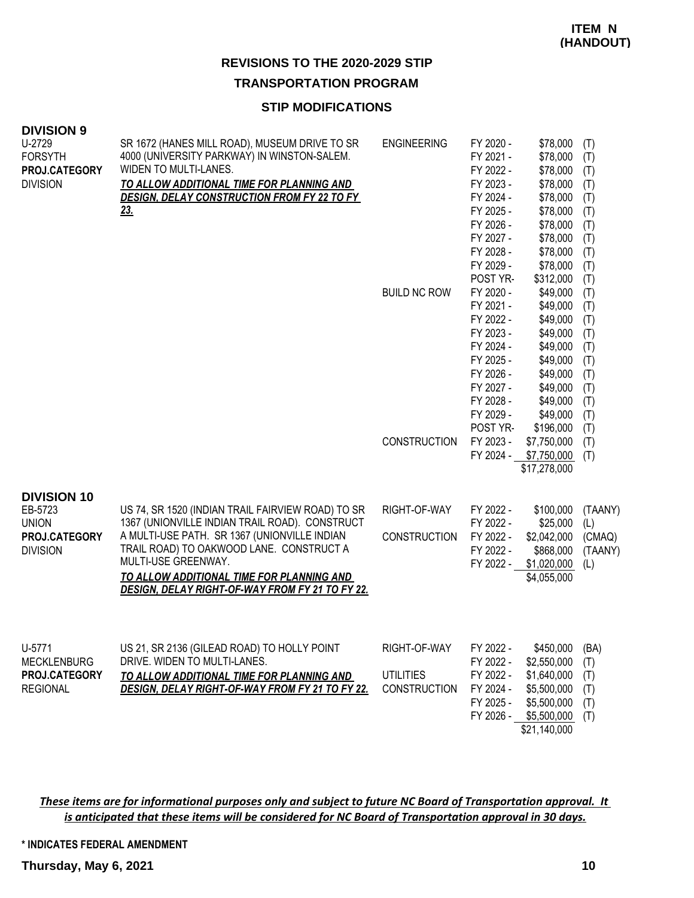**ITEM N (HANDOUT)**

## REVISIONS TO THE 2020-2029 STIP

### TRANSPORTATION PROGRAM

### STIP MODIFICATIONS

**DIVISION 9**

| Project | Description | Phase | Fiscal Year | Amount | Fund |
|---|---|---|---|---|---|
| U-2729<br>FORSYTH<br>**PROJ.CATEGORY**<br>DIVISION | SR 1672 (HANES MILL ROAD), MUSEUM DRIVE TO SR 4000 (UNIVERSITY PARKWAY) IN WINSTON-SALEM. WIDEN TO MULTI-LANES.<br>***TO ALLOW ADDITIONAL TIME FOR PLANNING AND DESIGN, DELAY CONSTRUCTION FROM FY 22 TO FY 23.*** | ENGINEERING | FY 2020 - | $78,000 | (T) |
| | | | FY 2021 - | $78,000 | (T) |
| | | | FY 2022 - | $78,000 | (T) |
| | | | FY 2023 - | $78,000 | (T) |
| | | | FY 2024 - | $78,000 | (T) |
| | | | FY 2025 - | $78,000 | (T) |
| | | | FY 2026 - | $78,000 | (T) |
| | | | FY 2027 - | $78,000 | (T) |
| | | | FY 2028 - | $78,000 | (T) |
| | | | FY 2029 - | $78,000 | (T) |
| | | | POST YR- | $312,000 | (T) |
| | | BUILD NC ROW | FY 2020 - | $49,000 | (T) |
| | | | FY 2021 - | $49,000 | (T) |
| | | | FY 2022 - | $49,000 | (T) |
| | | | FY 2023 - | $49,000 | (T) |
| | | | FY 2024 - | $49,000 | (T) |
| | | | FY 2025 - | $49,000 | (T) |
| | | | FY 2026 - | $49,000 | (T) |
| | | | FY 2027 - | $49,000 | (T) |
| | | | FY 2028 - | $49,000 | (T) |
| | | | FY 2029 - | $49,000 | (T) |
| | | | POST YR- | $196,000 | (T) |
| | | CONSTRUCTION | FY 2023 - | $7,750,000 | (T) |
| | | | FY 2024 - | $7,750,000 | (T) |
| | | | | $17,278,000 | |

**DIVISION 10**

| Project | Description | Phase | Fiscal Year | Amount | Fund |
|---|---|---|---|---|---|
| EB-5723<br>UNION<br>**PROJ.CATEGORY**<br>DIVISION | US 74, SR 1520 (INDIAN TRAIL FAIRVIEW ROAD) TO SR 1367 (UNIONVILLE INDIAN TRAIL ROAD). CONSTRUCT A MULTI-USE PATH. SR 1367 (UNIONVILLE INDIAN TRAIL ROAD) TO OAKWOOD LANE. CONSTRUCT A MULTI-USE GREENWAY.<br>***TO ALLOW ADDITIONAL TIME FOR PLANNING AND DESIGN, DELAY RIGHT-OF-WAY FROM FY 21 TO FY 22.*** | RIGHT-OF-WAY | FY 2022 - | $100,000 | (TAANY) |
| | | | FY 2022 - | $25,000 | (L) |
| | | CONSTRUCTION | FY 2022 - | $2,042,000 | (CMAQ) |
| | | | FY 2022 - | $868,000 | (TAANY) |
| | | | FY 2022 - | $1,020,000 | (L) |
| | | | | $4,055,000 | |
| U-5771<br>MECKLENBURG<br>**PROJ.CATEGORY**<br>REGIONAL | US 21, SR 2136 (GILEAD ROAD) TO HOLLY POINT DRIVE. WIDEN TO MULTI-LANES.<br>***TO ALLOW ADDITIONAL TIME FOR PLANNING AND DESIGN, DELAY RIGHT-OF-WAY FROM FY 21 TO FY 22.*** | RIGHT-OF-WAY | FY 2022 - | $450,000 | (BA) |
| | | | FY 2022 - | $2,550,000 | (T) |
| | | UTILITIES | FY 2022 - | $1,640,000 | (T) |
| | | CONSTRUCTION | FY 2024 - | $5,500,000 | (T) |
| | | | FY 2025 - | $5,500,000 | (T) |
| | | | FY 2026 - | $5,500,000 | (T) |
| | | | | $21,140,000 | |

***These items are for informational purposes only and subject to future NC Board of Transportation approval. It is anticipated that these items will be considered for NC Board of Transportation approval in 30 days.***

**\* INDICATES FEDERAL AMENDMENT**

**Thursday, May 6, 2021**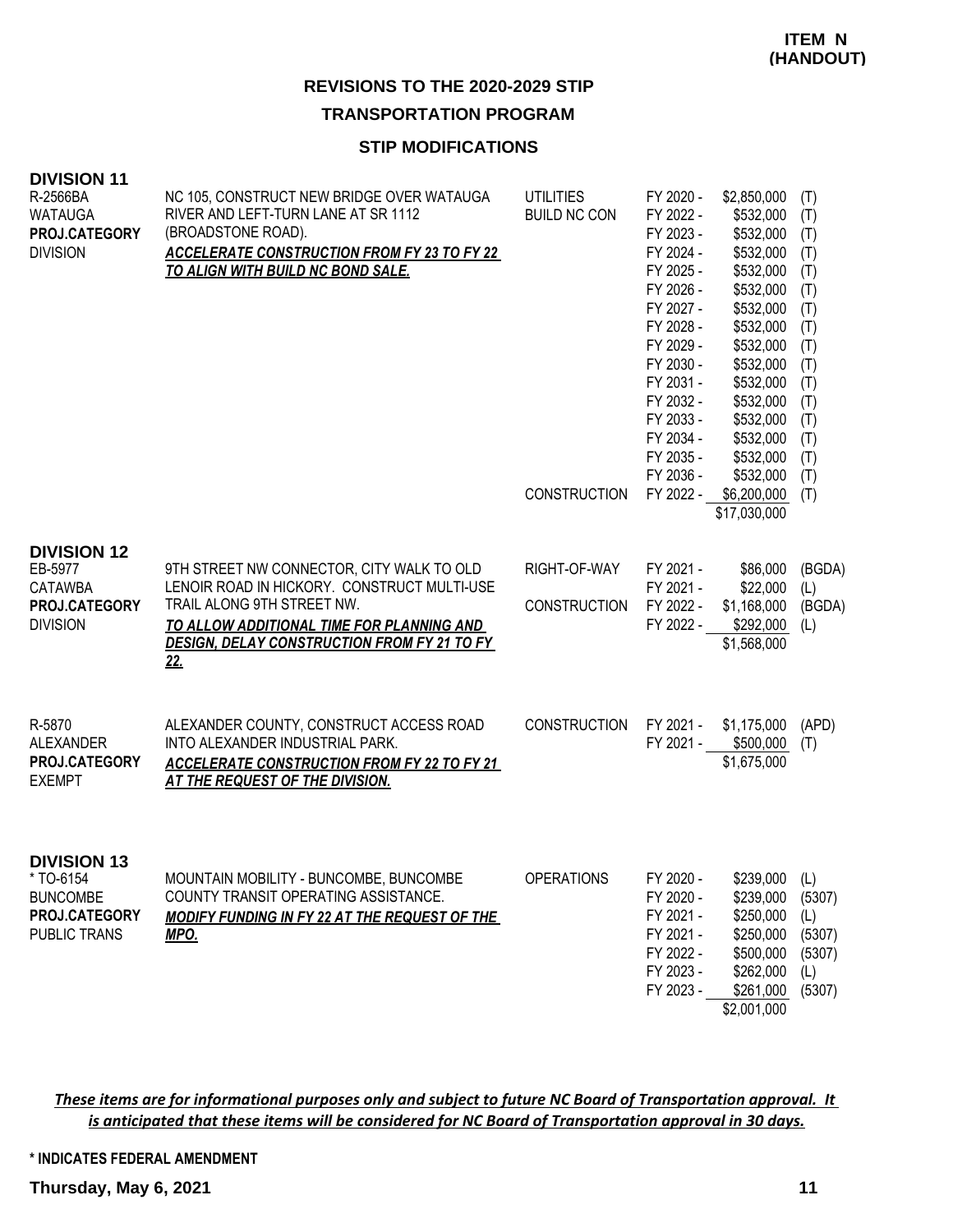**ITEM N (HANDOUT)**

## REVISIONS TO THE 2020-2029 STIP

## TRANSPORTATION PROGRAM

### STIP MODIFICATIONS

### DIVISION 11

| Project | Description | Phase | Year | Amount | Source |
|---|---|---|---|---|---|
| R-2566BA<br>WATAUGA<br>**PROJ.CATEGORY**<br>DIVISION | NC 105, CONSTRUCT NEW BRIDGE OVER WATAUGA RIVER AND LEFT-TURN LANE AT SR 1112 (BROADSTONE ROAD).<br>***ACCELERATE CONSTRUCTION FROM FY 23 TO FY 22 TO ALIGN WITH BUILD NC BOND SALE.*** | UTILITIES | FY 2020 - | $2,850,000 | (T) |
| | | BUILD NC CON | FY 2022 - | $532,000 | (T) |
| | | | FY 2023 - | $532,000 | (T) |
| | | | FY 2024 - | $532,000 | (T) |
| | | | FY 2025 - | $532,000 | (T) |
| | | | FY 2026 - | $532,000 | (T) |
| | | | FY 2027 - | $532,000 | (T) |
| | | | FY 2028 - | $532,000 | (T) |
| | | | FY 2029 - | $532,000 | (T) |
| | | | FY 2030 - | $532,000 | (T) |
| | | | FY 2031 - | $532,000 | (T) |
| | | | FY 2032 - | $532,000 | (T) |
| | | | FY 2033 - | $532,000 | (T) |
| | | | FY 2034 - | $532,000 | (T) |
| | | | FY 2035 - | $532,000 | (T) |
| | | | FY 2036 - | $532,000 | (T) |
| | | CONSTRUCTION | FY 2022 - | $6,200,000 | (T) |
| | | | | $17,030,000 | |

### DIVISION 12

| Project | Description | Phase | Year | Amount | Source |
|---|---|---|---|---|---|
| EB-5977<br>CATAWBA<br>**PROJ.CATEGORY**<br>DIVISION | 9TH STREET NW CONNECTOR, CITY WALK TO OLD LENOIR ROAD IN HICKORY. CONSTRUCT MULTI-USE TRAIL ALONG 9TH STREET NW.<br>***TO ALLOW ADDITIONAL TIME FOR PLANNING AND DESIGN, DELAY CONSTRUCTION FROM FY 21 TO FY 22.*** | RIGHT-OF-WAY | FY 2021 - | $86,000 | (BGDA) |
| | | | FY 2021 - | $22,000 | (L) |
| | | CONSTRUCTION | FY 2022 - | $1,168,000 | (BGDA) |
| | | | FY 2022 - | $292,000 | (L) |
| | | | | $1,568,000 | |
| R-5870<br>ALEXANDER<br>**PROJ.CATEGORY**<br>EXEMPT | ALEXANDER COUNTY, CONSTRUCT ACCESS ROAD INTO ALEXANDER INDUSTRIAL PARK.<br>***ACCELERATE CONSTRUCTION FROM FY 22 TO FY 21 AT THE REQUEST OF THE DIVISION.*** | CONSTRUCTION | FY 2021 - | $1,175,000 | (APD) |
| | | | FY 2021 - | $500,000 | (T) |
| | | | | $1,675,000 | |

### DIVISION 13

| Project | Description | Phase | Year | Amount | Source |
|---|---|---|---|---|---|
| * TO-6154<br>BUNCOMBE<br>**PROJ.CATEGORY**<br>PUBLIC TRANS | MOUNTAIN MOBILITY - BUNCOMBE, BUNCOMBE COUNTY TRANSIT OPERATING ASSISTANCE.<br>***MODIFY FUNDING IN FY 22 AT THE REQUEST OF THE MPO.*** | OPERATIONS | FY 2020 - | $239,000 | (L) |
| | | | FY 2020 - | $239,000 | (5307) |
| | | | FY 2021 - | $250,000 | (L) |
| | | | FY 2021 - | $250,000 | (5307) |
| | | | FY 2022 - | $500,000 | (5307) |
| | | | FY 2023 - | $262,000 | (L) |
| | | | FY 2023 - | $261,000 | (5307) |
| | | | | $2,001,000 | |

***These items are for informational purposes only and subject to future NC Board of Transportation approval. It is anticipated that these items will be considered for NC Board of Transportation approval in 30 days.***

**\* INDICATES FEDERAL AMENDMENT**

**Thursday, May 6, 2021**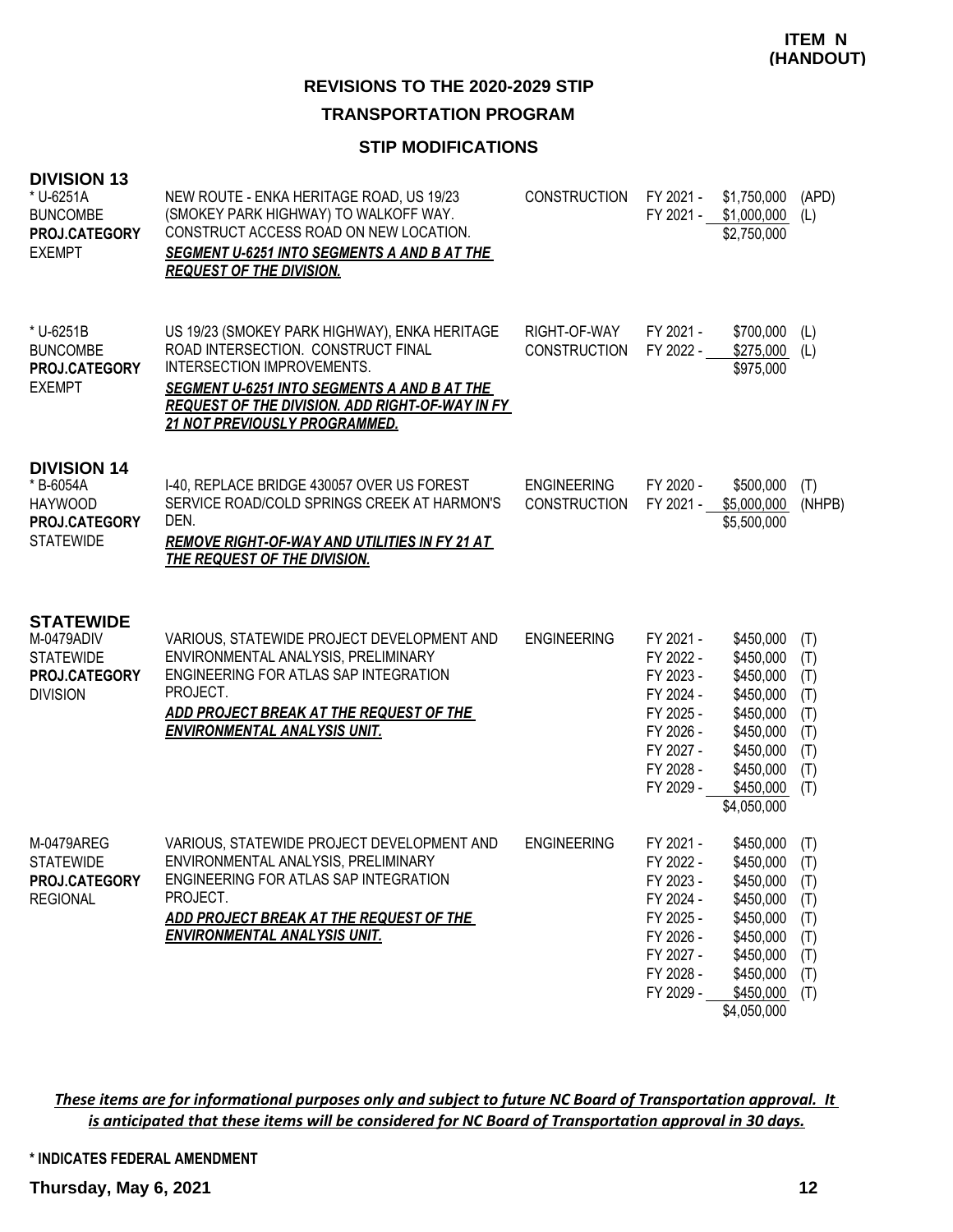**ITEM N (HANDOUT)**

# REVISIONS TO THE 2020-2029 STIP

## TRANSPORTATION PROGRAM

### STIP MODIFICATIONS

**DIVISION 13**

| Project | Description | Work Type | Fiscal Year | Amount | Source |
|---|---|---|---|---|---|
| * U-6251A<br>BUNCOMBE<br>**PROJ.CATEGORY**<br>EXEMPT | NEW ROUTE - ENKA HERITAGE ROAD, US 19/23 (SMOKEY PARK HIGHWAY) TO WALKOFF WAY. CONSTRUCT ACCESS ROAD ON NEW LOCATION.<br>***SEGMENT U-6251 INTO SEGMENTS A AND B AT THE REQUEST OF THE DIVISION.*** | CONSTRUCTION | FY 2021 -<br>FY 2021 - | $1,750,000<br>$1,000,000<br>$2,750,000 | (APD)<br>(L) |
| * U-6251B<br>BUNCOMBE<br>**PROJ.CATEGORY**<br>EXEMPT | US 19/23 (SMOKEY PARK HIGHWAY), ENKA HERITAGE ROAD INTERSECTION. CONSTRUCT FINAL INTERSECTION IMPROVEMENTS.<br>***SEGMENT U-6251 INTO SEGMENTS A AND B AT THE REQUEST OF THE DIVISION. ADD RIGHT-OF-WAY IN FY 21 NOT PREVIOUSLY PROGRAMMED.*** | RIGHT-OF-WAY<br>CONSTRUCTION | FY 2021 -<br>FY 2022 - | $700,000<br>$275,000<br>$975,000 | (L)<br>(L) |

**DIVISION 14**

| Project | Description | Work Type | Fiscal Year | Amount | Source |
|---|---|---|---|---|---|
| * B-6054A<br>HAYWOOD<br>**PROJ.CATEGORY**<br>STATEWIDE | I-40, REPLACE BRIDGE 430057 OVER US FOREST SERVICE ROAD/COLD SPRINGS CREEK AT HARMON'S DEN.<br>***REMOVE RIGHT-OF-WAY AND UTILITIES IN FY 21 AT THE REQUEST OF THE DIVISION.*** | ENGINEERING<br>CONSTRUCTION | FY 2020 -<br>FY 2021 - | $500,000<br>$5,000,000<br>$5,500,000 | (T)<br>(NHPB) |

**STATEWIDE**

| Project | Description | Work Type | Fiscal Year | Amount | Source |
|---|---|---|---|---|---|
| M-0479ADIV<br>STATEWIDE<br>**PROJ.CATEGORY**<br>DIVISION | VARIOUS, STATEWIDE PROJECT DEVELOPMENT AND ENVIRONMENTAL ANALYSIS, PRELIMINARY ENGINEERING FOR ATLAS SAP INTEGRATION PROJECT.<br>***ADD PROJECT BREAK AT THE REQUEST OF THE ENVIRONMENTAL ANALYSIS UNIT.*** | ENGINEERING | FY 2021 -<br>FY 2022 -<br>FY 2023 -<br>FY 2024 -<br>FY 2025 -<br>FY 2026 -<br>FY 2027 -<br>FY 2028 -<br>FY 2029 - | $450,000<br>$450,000<br>$450,000<br>$450,000<br>$450,000<br>$450,000<br>$450,000<br>$450,000<br>$450,000<br>$4,050,000 | (T)<br>(T)<br>(T)<br>(T)<br>(T)<br>(T)<br>(T)<br>(T)<br>(T) |
| M-0479AREG<br>STATEWIDE<br>**PROJ.CATEGORY**<br>REGIONAL | VARIOUS, STATEWIDE PROJECT DEVELOPMENT AND ENVIRONMENTAL ANALYSIS, PRELIMINARY ENGINEERING FOR ATLAS SAP INTEGRATION PROJECT.<br>***ADD PROJECT BREAK AT THE REQUEST OF THE ENVIRONMENTAL ANALYSIS UNIT.*** | ENGINEERING | FY 2021 -<br>FY 2022 -<br>FY 2023 -<br>FY 2024 -<br>FY 2025 -<br>FY 2026 -<br>FY 2027 -<br>FY 2028 -<br>FY 2029 - | $450,000<br>$450,000<br>$450,000<br>$450,000<br>$450,000<br>$450,000<br>$450,000<br>$450,000<br>$450,000<br>$4,050,000 | (T)<br>(T)<br>(T)<br>(T)<br>(T)<br>(T)<br>(T)<br>(T)<br>(T) |

***These items are for informational purposes only and subject to future NC Board of Transportation approval. It is anticipated that these items will be considered for NC Board of Transportation approval in 30 days.***

**\* INDICATES FEDERAL AMENDMENT**

**Thursday, May 6, 2021**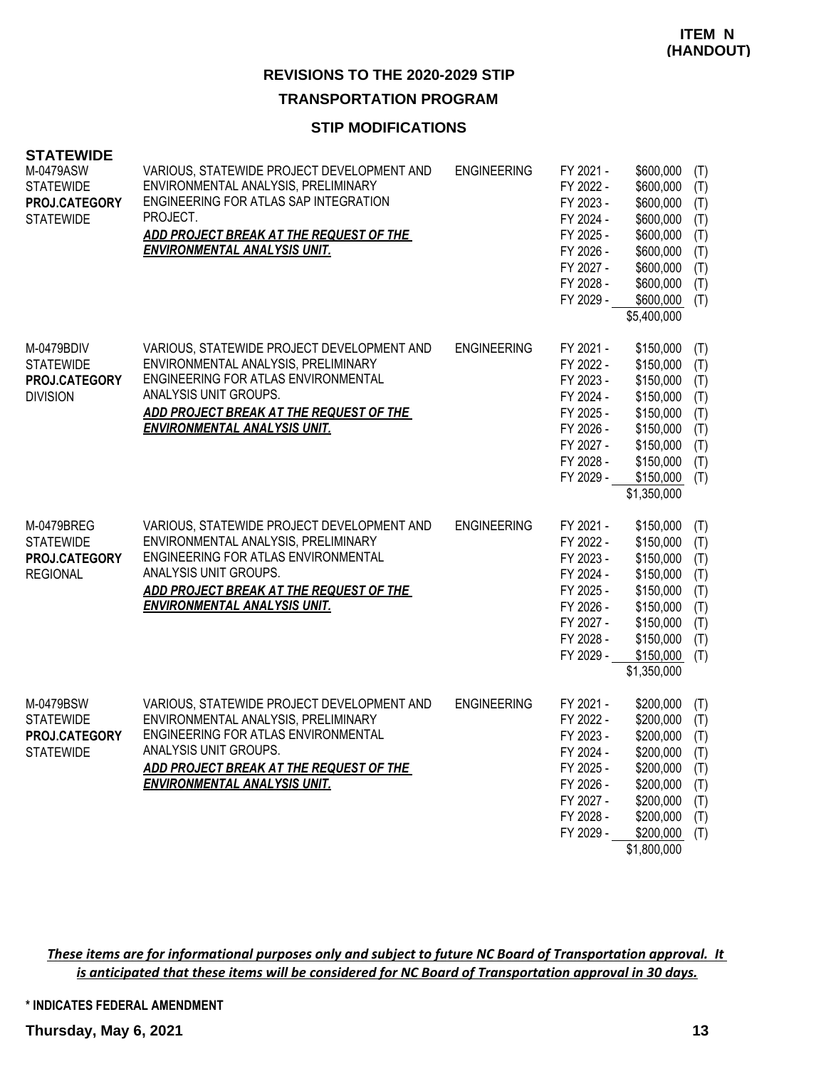**ITEM N (HANDOUT)**

## REVISIONS TO THE 2020-2029 STIP

### TRANSPORTATION PROGRAM

### STIP MODIFICATIONS

## STATEWIDE

| | | | | | |
|---|---|---|---|---|---|
| M-0479ASW<br>STATEWIDE<br>**PROJ.CATEGORY**<br>STATEWIDE | VARIOUS, STATEWIDE PROJECT DEVELOPMENT AND ENVIRONMENTAL ANALYSIS, PRELIMINARY ENGINEERING FOR ATLAS SAP INTEGRATION PROJECT.<br>***ADD PROJECT BREAK AT THE REQUEST OF THE ENVIRONMENTAL ANALYSIS UNIT.*** | ENGINEERING | FY 2021 -<br>FY 2022 -<br>FY 2023 -<br>FY 2024 -<br>FY 2025 -<br>FY 2026 -<br>FY 2027 -<br>FY 2028 -<br>FY 2029 - | \$600,000<br>\$600,000<br>\$600,000<br>\$600,000<br>\$600,000<br>\$600,000<br>\$600,000<br>\$600,000<br>\$600,000<br>\$5,400,000 | (T)<br>(T)<br>(T)<br>(T)<br>(T)<br>(T)<br>(T)<br>(T)<br>(T) |
| M-0479BDIV<br>STATEWIDE<br>**PROJ.CATEGORY**<br>DIVISION | VARIOUS, STATEWIDE PROJECT DEVELOPMENT AND ENVIRONMENTAL ANALYSIS, PRELIMINARY ENGINEERING FOR ATLAS ENVIRONMENTAL ANALYSIS UNIT GROUPS.<br>***ADD PROJECT BREAK AT THE REQUEST OF THE ENVIRONMENTAL ANALYSIS UNIT.*** | ENGINEERING | FY 2021 -<br>FY 2022 -<br>FY 2023 -<br>FY 2024 -<br>FY 2025 -<br>FY 2026 -<br>FY 2027 -<br>FY 2028 -<br>FY 2029 - | \$150,000<br>\$150,000<br>\$150,000<br>\$150,000<br>\$150,000<br>\$150,000<br>\$150,000<br>\$150,000<br>\$150,000<br>\$1,350,000 | (T)<br>(T)<br>(T)<br>(T)<br>(T)<br>(T)<br>(T)<br>(T)<br>(T) |
| M-0479BREG<br>STATEWIDE<br>**PROJ.CATEGORY**<br>REGIONAL | VARIOUS, STATEWIDE PROJECT DEVELOPMENT AND ENVIRONMENTAL ANALYSIS, PRELIMINARY ENGINEERING FOR ATLAS ENVIRONMENTAL ANALYSIS UNIT GROUPS.<br>***ADD PROJECT BREAK AT THE REQUEST OF THE ENVIRONMENTAL ANALYSIS UNIT.*** | ENGINEERING | FY 2021 -<br>FY 2022 -<br>FY 2023 -<br>FY 2024 -<br>FY 2025 -<br>FY 2026 -<br>FY 2027 -<br>FY 2028 -<br>FY 2029 - | \$150,000<br>\$150,000<br>\$150,000<br>\$150,000<br>\$150,000<br>\$150,000<br>\$150,000<br>\$150,000<br>\$150,000<br>\$1,350,000 | (T)<br>(T)<br>(T)<br>(T)<br>(T)<br>(T)<br>(T)<br>(T)<br>(T) |
| M-0479BSW<br>STATEWIDE<br>**PROJ.CATEGORY**<br>STATEWIDE | VARIOUS, STATEWIDE PROJECT DEVELOPMENT AND ENVIRONMENTAL ANALYSIS, PRELIMINARY ENGINEERING FOR ATLAS ENVIRONMENTAL ANALYSIS UNIT GROUPS.<br>***ADD PROJECT BREAK AT THE REQUEST OF THE ENVIRONMENTAL ANALYSIS UNIT.*** | ENGINEERING | FY 2021 -<br>FY 2022 -<br>FY 2023 -<br>FY 2024 -<br>FY 2025 -<br>FY 2026 -<br>FY 2027 -<br>FY 2028 -<br>FY 2029 - | \$200,000<br>\$200,000<br>\$200,000<br>\$200,000<br>\$200,000<br>\$200,000<br>\$200,000<br>\$200,000<br>\$200,000<br>\$1,800,000 | (T)<br>(T)<br>(T)<br>(T)<br>(T)<br>(T)<br>(T)<br>(T)<br>(T) |

***These items are for informational purposes only and subject to future NC Board of Transportation approval. It is anticipated that these items will be considered for NC Board of Transportation approval in 30 days.***

**\* INDICATES FEDERAL AMENDMENT**

**Thursday, May 6, 2021**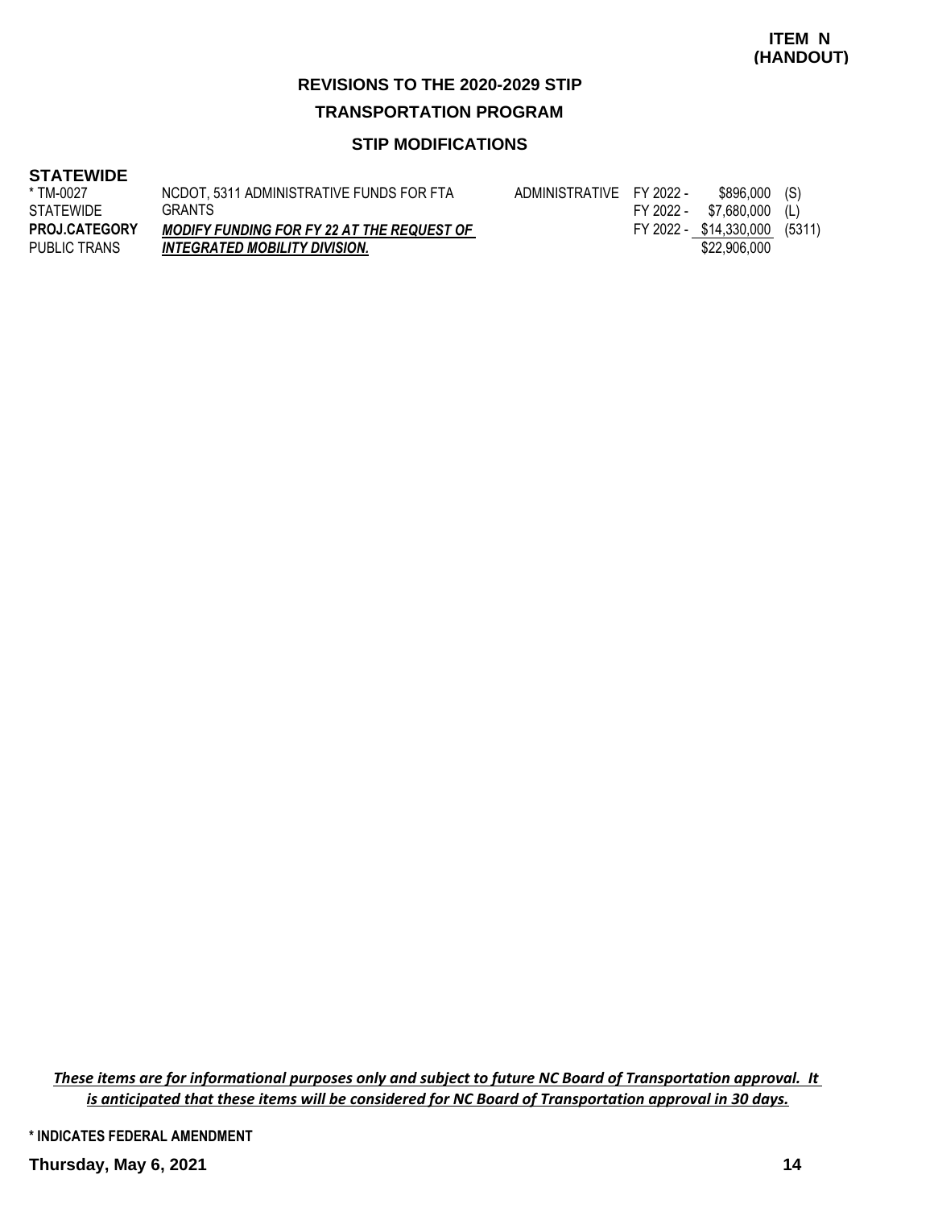**ITEM N**
**(HANDOUT)**

# REVISIONS TO THE 2020-2029 STIP

## TRANSPORTATION PROGRAM

### STIP MODIFICATIONS

**STATEWIDE**

| | | | | | |
|---|---|---|---|---|---|
| * TM-0027 | NCDOT, 5311 ADMINISTRATIVE FUNDS FOR FTA | ADMINISTRATIVE | FY 2022 - | $896,000 | (S) |
| STATEWIDE | GRANTS | | FY 2022 - | $7,680,000 | (L) |
| **PROJ.CATEGORY** | ***MODIFY FUNDING FOR FY 22 AT THE REQUEST OF*** | | FY 2022 - | $14,330,000 | (5311) |
| PUBLIC TRANS | ***INTEGRATED MOBILITY DIVISION.*** | | | $22,906,000 | |

*These items are for informational purposes only and subject to future NC Board of Transportation approval. It is anticipated that these items will be considered for NC Board of Transportation approval in 30 days.*

**\* INDICATES FEDERAL AMENDMENT**

**Thursday, May 6, 2021**